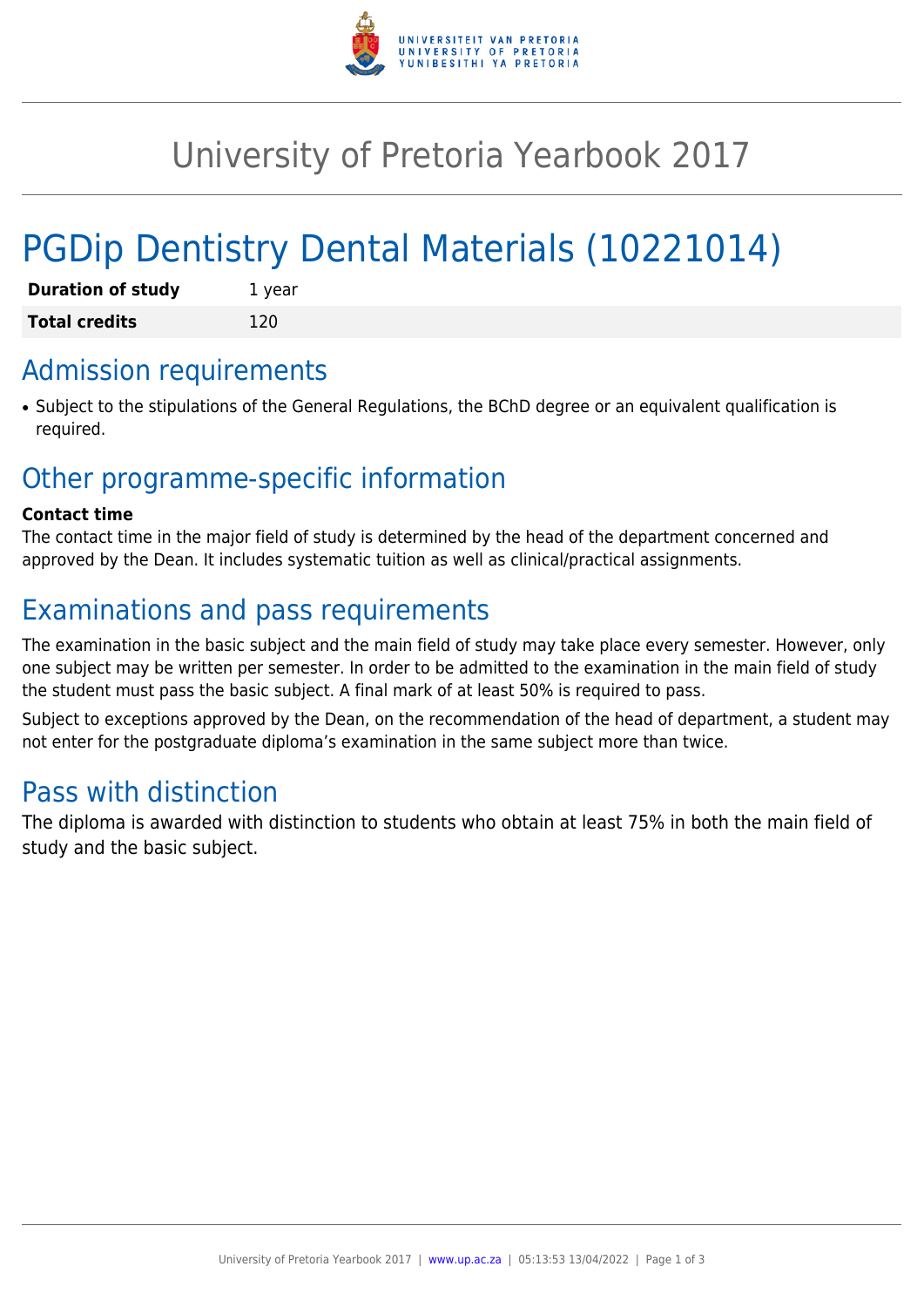# University of Pretoria Yearbook 2017

# PGDip Dentistry Dental Materials (10221014)

| **Duration of study** | 1 year |
| --- | --- |
| **Total credits** | 120 |

## Admission requirements

- Subject to the stipulations of the General Regulations, the BChD degree or an equivalent qualification is required.

## Other programme-specific information

**Contact time**

The contact time in the major field of study is determined by the head of the department concerned and approved by the Dean. It includes systematic tuition as well as clinical/practical assignments.

## Examinations and pass requirements

The examination in the basic subject and the main field of study may take place every semester. However, only one subject may be written per semester. In order to be admitted to the examination in the main field of study the student must pass the basic subject. A final mark of at least 50% is required to pass.

Subject to exceptions approved by the Dean, on the recommendation of the head of department, a student may not enter for the postgraduate diploma's examination in the same subject more than twice.

## Pass with distinction

The diploma is awarded with distinction to students who obtain at least 75% in both the main field of study and the basic subject.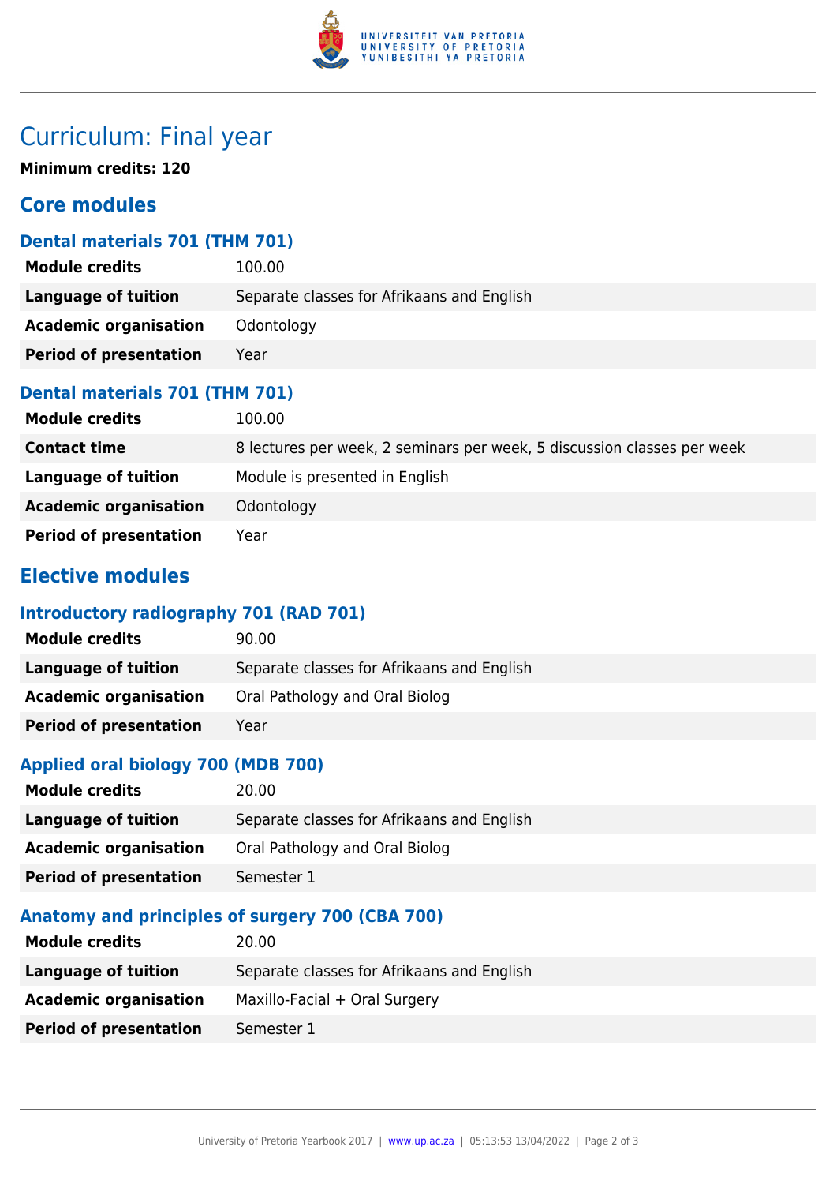# Curriculum: Final year

**Minimum credits: 120**

## Core modules

### Dental materials 701 (THM 701)

| | |
|---|---|
| **Module credits** | 100.00 |
| **Language of tuition** | Separate classes for Afrikaans and English |
| **Academic organisation** | Odontology |
| **Period of presentation** | Year |

### Dental materials 701 (THM 701)

| | |
|---|---|
| **Module credits** | 100.00 |
| **Contact time** | 8 lectures per week, 2 seminars per week, 5 discussion classes per week |
| **Language of tuition** | Module is presented in English |
| **Academic organisation** | Odontology |
| **Period of presentation** | Year |

## Elective modules

### Introductory radiography 701 (RAD 701)

| | |
|---|---|
| **Module credits** | 90.00 |
| **Language of tuition** | Separate classes for Afrikaans and English |
| **Academic organisation** | Oral Pathology and Oral Biolog |
| **Period of presentation** | Year |

### Applied oral biology 700 (MDB 700)

| | |
|---|---|
| **Module credits** | 20.00 |
| **Language of tuition** | Separate classes for Afrikaans and English |
| **Academic organisation** | Oral Pathology and Oral Biolog |
| **Period of presentation** | Semester 1 |

### Anatomy and principles of surgery 700 (CBA 700)

| | |
|---|---|
| **Module credits** | 20.00 |
| **Language of tuition** | Separate classes for Afrikaans and English |
| **Academic organisation** | Maxillo-Facial + Oral Surgery |
| **Period of presentation** | Semester 1 |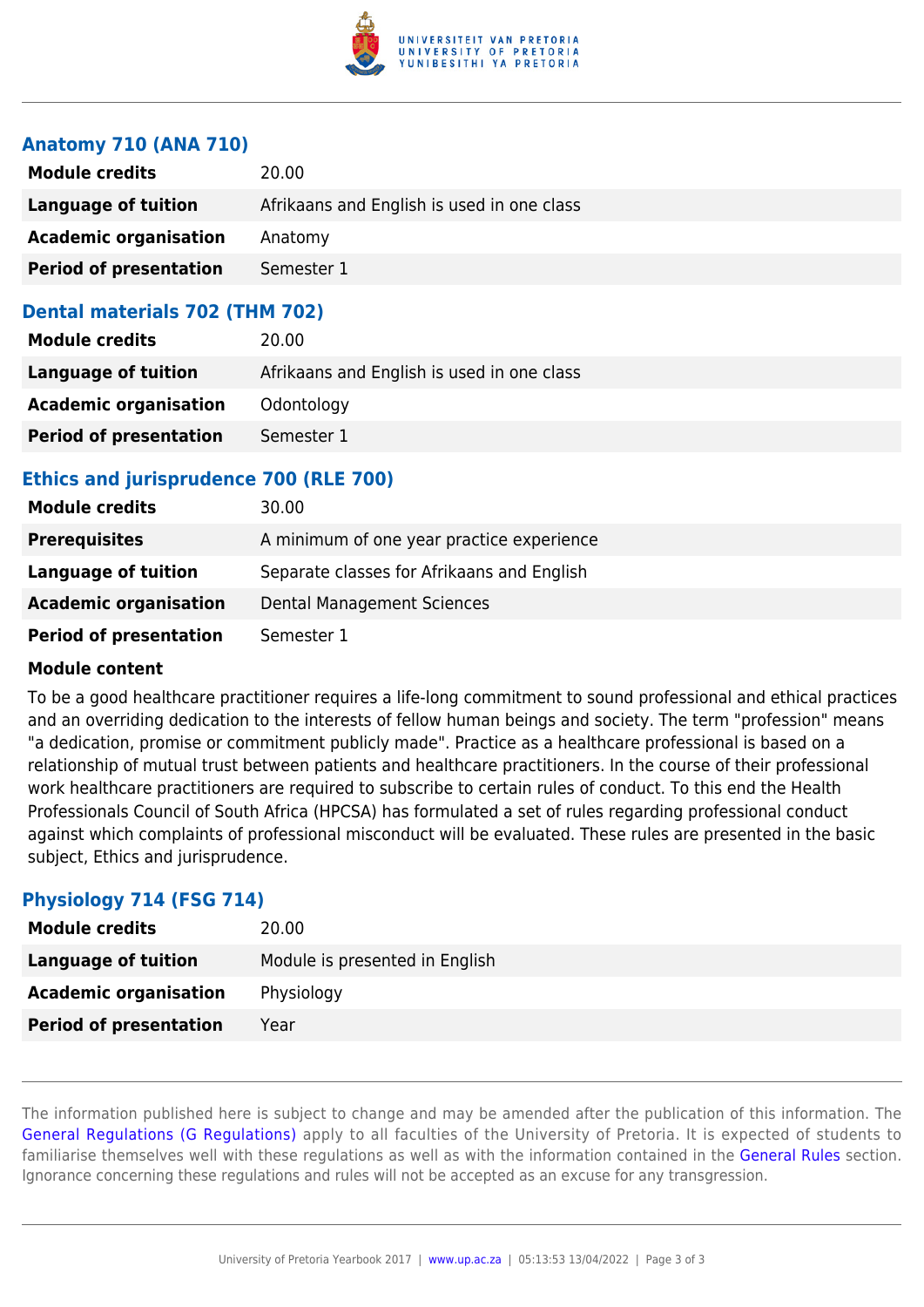### Anatomy 710 (ANA 710)

| | |
|---|---|
| **Module credits** | 20.00 |
| **Language of tuition** | Afrikaans and English is used in one class |
| **Academic organisation** | Anatomy |
| **Period of presentation** | Semester 1 |

### Dental materials 702 (THM 702)

| | |
|---|---|
| **Module credits** | 20.00 |
| **Language of tuition** | Afrikaans and English is used in one class |
| **Academic organisation** | Odontology |
| **Period of presentation** | Semester 1 |

### Ethics and jurisprudence 700 (RLE 700)

| | |
|---|---|
| **Module credits** | 30.00 |
| **Prerequisites** | A minimum of one year practice experience |
| **Language of tuition** | Separate classes for Afrikaans and English |
| **Academic organisation** | Dental Management Sciences |
| **Period of presentation** | Semester 1 |

**Module content**

To be a good healthcare practitioner requires a life-long commitment to sound professional and ethical practices and an overriding dedication to the interests of fellow human beings and society. The term "profession" means "a dedication, promise or commitment publicly made". Practice as a healthcare professional is based on a relationship of mutual trust between patients and healthcare practitioners. In the course of their professional work healthcare practitioners are required to subscribe to certain rules of conduct. To this end the Health Professionals Council of South Africa (HPCSA) has formulated a set of rules regarding professional conduct against which complaints of professional misconduct will be evaluated. These rules are presented in the basic subject, Ethics and jurisprudence.

### Physiology 714 (FSG 714)

| | |
|---|---|
| **Module credits** | 20.00 |
| **Language of tuition** | Module is presented in English |
| **Academic organisation** | Physiology |
| **Period of presentation** | Year |

The information published here is subject to change and may be amended after the publication of this information. The General Regulations (G Regulations) apply to all faculties of the University of Pretoria. It is expected of students to familiarise themselves well with these regulations as well as with the information contained in the General Rules section. Ignorance concerning these regulations and rules will not be accepted as an excuse for any transgression.